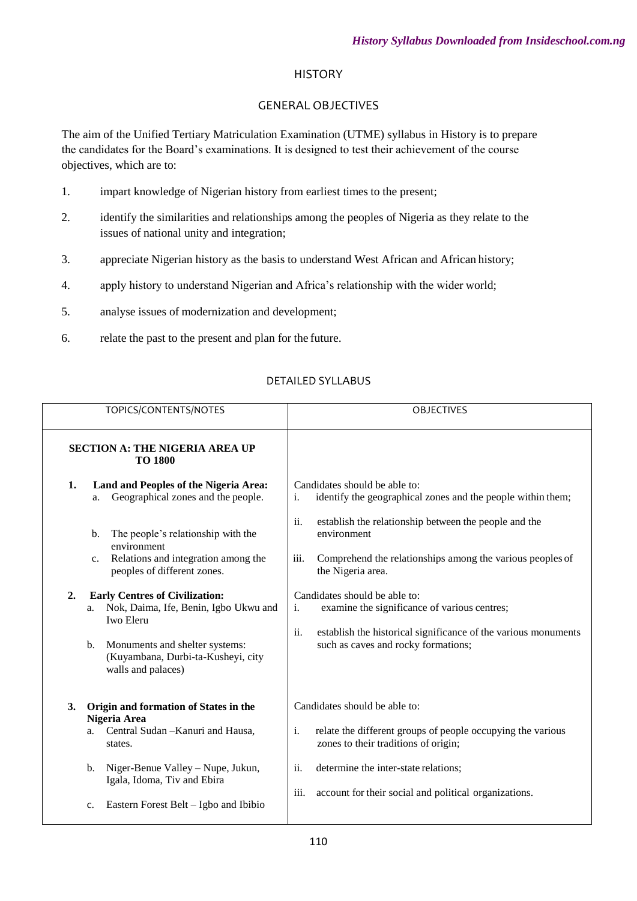# HISTORY

## GENERAL OBJECTIVES

The aim of the Unified Tertiary Matriculation Examination (UTME) syllabus in History is to prepare the candidates for the Board's examinations. It is designed to test their achievement of the course objectives, which are to:

1. impart knowledge of Nigerian history from earliest times to the present;
2. identify the similarities and relationships among the peoples of Nigeria as they relate to the issues of national unity and integration;
3. appreciate Nigerian history as the basis to understand West African and African history;
4. apply history to understand Nigerian and Africa's relationship with the wider world;
5. analyse issues of modernization and development;
6. relate the past to the present and plan for the future.

## DETAILED SYLLABUS

| TOPICS/CONTENTS/NOTES | OBJECTIVES |
|---|---|
| **SECTION A: THE NIGERIA AREA UP TO 1800** | |
| **1. Land and Peoples of the Nigeria Area:**<br>a. Geographical zones and the people.<br>b. The people's relationship with the environment<br>c. Relations and integration among the peoples of different zones. | Candidates should be able to:<br>i. identify the geographical zones and the people within them;<br>ii. establish the relationship between the people and the environment<br>iii. Comprehend the relationships among the various peoples of the Nigeria area. |
| **2. Early Centres of Civilization:**<br>a. Nok, Daima, Ife, Benin, Igbo Ukwu and Iwo Eleru<br>b. Monuments and shelter systems: (Kuyambana, Durbi-ta-Kusheyi, city walls and palaces) | Candidates should be able to:<br>i. examine the significance of various centres;<br>ii. establish the historical significance of the various monuments such as caves and rocky formations; |
| **3. Origin and formation of States in the Nigeria Area**<br>a. Central Sudan – Kanuri and Hausa, states.<br>b. Niger-Benue Valley – Nupe, Jukun, Igala, Idoma, Tiv and Ebira<br>c. Eastern Forest Belt – Igbo and Ibibio | Candidates should be able to:<br>i. relate the different groups of people occupying the various zones to their traditions of origin;<br>ii. determine the inter-state relations;<br>iii. account for their social and political organizations. |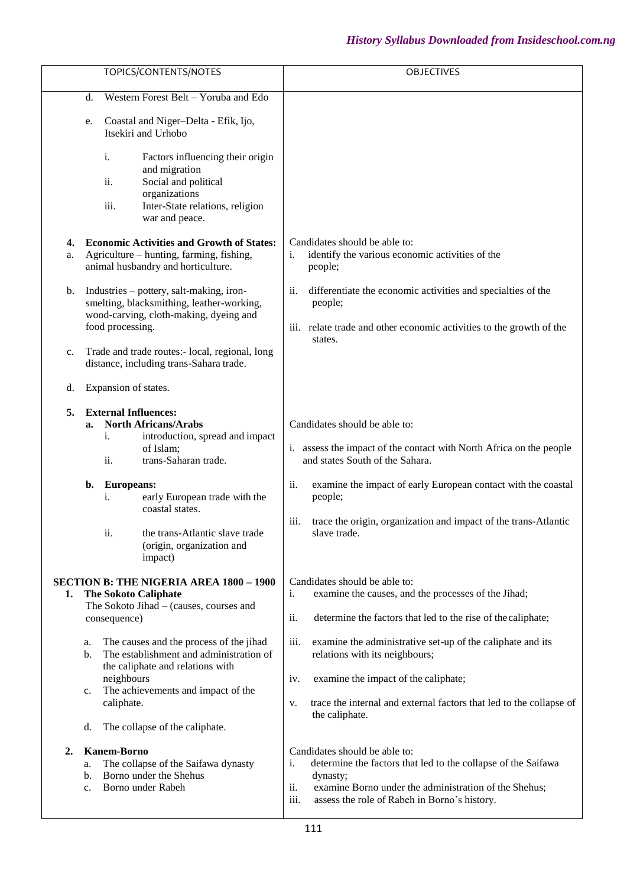| TOPICS/CONTENTS/NOTES | OBJECTIVES |
|---|---|
| d. Western Forest Belt – Yoruba and Edo<br><br>e. Coastal and Niger–Delta - Efik, Ijo, Itsekiri and Urhobo<br><br>i. Factors influencing their origin and migration<br>ii. Social and political organizations<br>iii. Inter-State relations, religion war and peace. | |
| **4. Economic Activities and Growth of States:**<br>a. Agriculture – hunting, farming, fishing, animal husbandry and horticulture.<br><br>b. Industries – pottery, salt-making, iron-smelting, blacksmithing, leather-working, wood-carving, cloth-making, dyeing and food processing.<br><br>c. Trade and trade routes:- local, regional, long distance, including trans-Sahara trade.<br><br>d. Expansion of states. | Candidates should be able to:<br>i. identify the various economic activities of the people;<br><br>ii. differentiate the economic activities and specialties of the people;<br><br>iii. relate trade and other economic activities to the growth of the states. |
| **5. External Influences:**<br>**a. North Africans/Arabs**<br>i. introduction, spread and impact of Islam;<br>ii. trans-Saharan trade.<br><br>**b. Europeans:**<br>i. early European trade with the coastal states.<br><br>ii. the trans-Atlantic slave trade (origin, organization and impact) | Candidates should be able to:<br><br>i. assess the impact of the contact with North Africa on the people and states South of the Sahara.<br><br>ii. examine the impact of early European contact with the coastal people;<br><br>iii. trace the origin, organization and impact of the trans-Atlantic slave trade. |
| **SECTION B: THE NIGERIA AREA 1800 – 1900**<br>**1. The Sokoto Caliphate**<br>The Sokoto Jihad – (causes, courses and consequence)<br><br>a. The causes and the process of the jihad<br>b. The establishment and administration of the caliphate and relations with neighbours<br>c. The achievements and impact of the caliphate.<br><br>d. The collapse of the caliphate. | Candidates should be able to:<br>i. examine the causes, and the processes of the Jihad;<br><br>ii. determine the factors that led to the rise of the caliphate;<br><br>iii. examine the administrative set-up of the caliphate and its relations with its neighbours;<br><br>iv. examine the impact of the caliphate;<br><br>v. trace the internal and external factors that led to the collapse of the caliphate. |
| **2. Kanem-Borno**<br>a. The collapse of the Saifawa dynasty<br>b. Borno under the Shehus<br>c. Borno under Rabeh | Candidates should be able to:<br>i. determine the factors that led to the collapse of the Saifawa dynasty;<br>ii. examine Borno under the administration of the Shehus;<br>iii. assess the role of Rabeh in Borno's history. |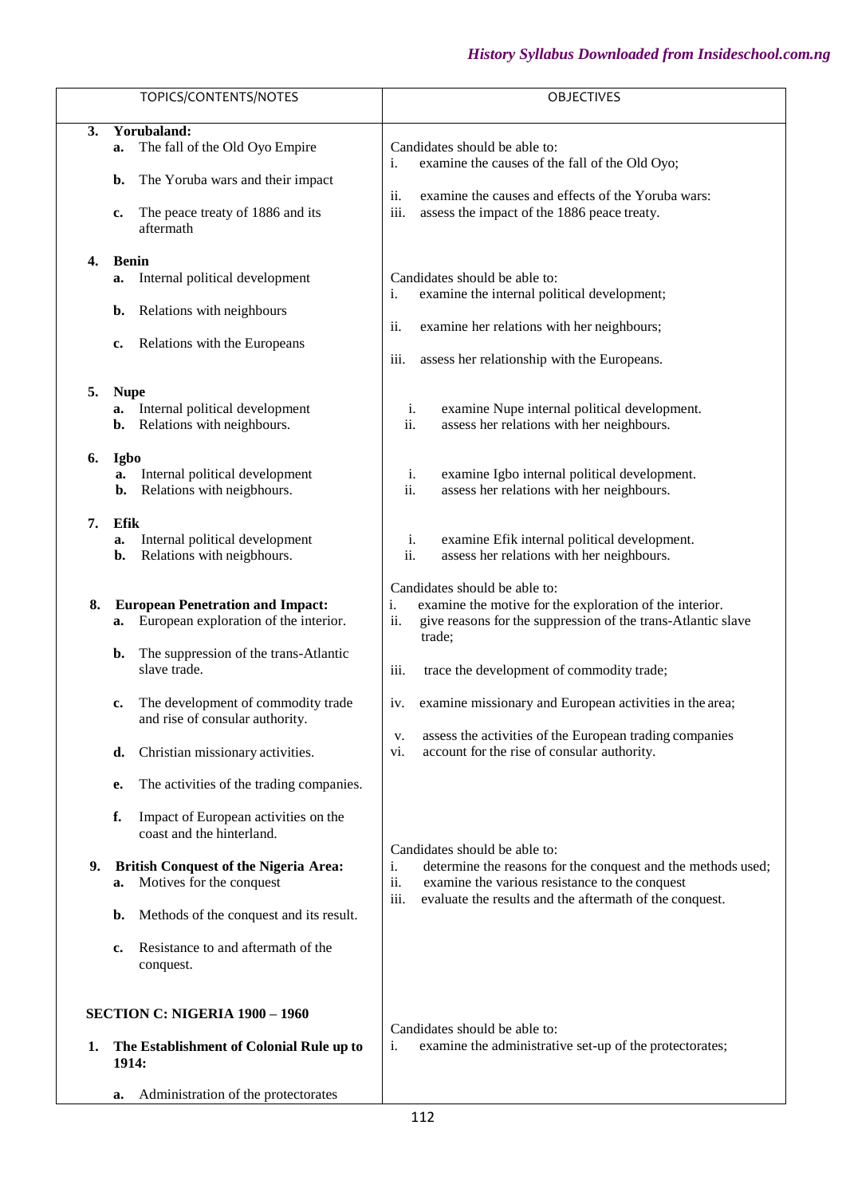| TOPICS/CONTENTS/NOTES | OBJECTIVES |
|---|---|
| **3. Yorubaland:**<br>**a.** The fall of the Old Oyo Empire<br>**b.** The Yoruba wars and their impact<br>**c.** The peace treaty of 1886 and its aftermath | Candidates should be able to:<br>i. examine the causes of the fall of the Old Oyo;<br>ii. examine the causes and effects of the Yoruba wars:<br>iii. assess the impact of the 1886 peace treaty. |
| **4. Benin**<br>**a.** Internal political development<br>**b.** Relations with neighbours<br>**c.** Relations with the Europeans | Candidates should be able to:<br>i. examine the internal political development;<br>ii. examine her relations with her neighbours;<br>iii. assess her relationship with the Europeans. |
| **5. Nupe**<br>**a.** Internal political development<br>**b.** Relations with neighbours. | i. examine Nupe internal political development.<br>ii. assess her relations with her neighbours. |
| **6. Igbo**<br>**a.** Internal political development<br>**b.** Relations with neigbhours. | i. examine Igbo internal political development.<br>ii. assess her relations with her neighbours. |
| **7. Efik**<br>**a.** Internal political development<br>**b.** Relations with neigbhours. | i. examine Efik internal political development.<br>ii. assess her relations with her neighbours. |
| **8. European Penetration and Impact:**<br>**a.** European exploration of the interior.<br>**b.** The suppression of the trans-Atlantic slave trade.<br>**c.** The development of commodity trade and rise of consular authority.<br>**d.** Christian missionary activities.<br>**e.** The activities of the trading companies.<br>**f.** Impact of European activities on the coast and the hinterland. | Candidates should be able to:<br>i. examine the motive for the exploration of the interior.<br>ii. give reasons for the suppression of the trans-Atlantic slave trade;<br>iii. trace the development of commodity trade;<br>iv. examine missionary and European activities in the area;<br>v. assess the activities of the European trading companies<br>vi. account for the rise of consular authority. |
| **9. British Conquest of the Nigeria Area:**<br>**a.** Motives for the conquest<br>**b.** Methods of the conquest and its result.<br>**c.** Resistance to and aftermath of the conquest. | Candidates should be able to:<br>i. determine the reasons for the conquest and the methods used;<br>ii. examine the various resistance to the conquest<br>iii. evaluate the results and the aftermath of the conquest. |
| **SECTION C: NIGERIA 1900 – 1960**<br>**1. The Establishment of Colonial Rule up to 1914:**<br>**a.** Administration of the protectorates | Candidates should be able to:<br>i. examine the administrative set-up of the protectorates; |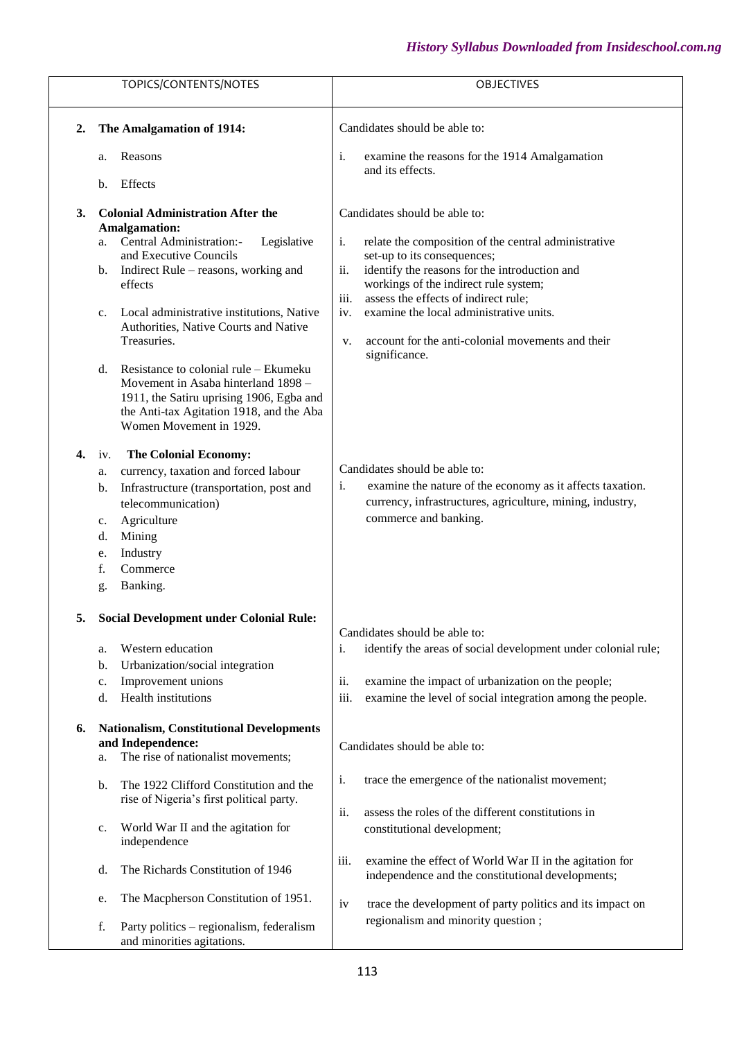| TOPICS/CONTENTS/NOTES | OBJECTIVES |
| --- | --- |
| **2. The Amalgamation of 1914:**<br>a. Reasons<br>b. Effects | Candidates should be able to:<br>i. examine the reasons for the 1914 Amalgamation and its effects. |
| **3. Colonial Administration After the Amalgamation:**<br>a. Central Administration:- Legislative and Executive Councils<br>b. Indirect Rule – reasons, working and effects<br>c. Local administrative institutions, Native Authorities, Native Courts and Native Treasuries.<br>d. Resistance to colonial rule – Ekumeku Movement in Asaba hinterland 1898 – 1911, the Satiru uprising 1906, Egba and the Anti-tax Agitation 1918, and the Aba Women Movement in 1929. | Candidates should be able to:<br>i. relate the composition of the central administrative set-up to its consequences;<br>ii. identify the reasons for the introduction and workings of the indirect rule system;<br>iii. assess the effects of indirect rule;<br>iv. examine the local administrative units.<br>v. account for the anti-colonial movements and their significance. |
| **4.** iv. **The Colonial Economy:**<br>a. currency, taxation and forced labour<br>b. Infrastructure (transportation, post and telecommunication)<br>c. Agriculture<br>d. Mining<br>e. Industry<br>f. Commerce<br>g. Banking. | Candidates should be able to:<br>i. examine the nature of the economy as it affects taxation. currency, infrastructures, agriculture, mining, industry, commerce and banking. |
| **5. Social Development under Colonial Rule:**<br>a. Western education<br>b. Urbanization/social integration<br>c. Improvement unions<br>d. Health institutions | Candidates should be able to:<br>i. identify the areas of social development under colonial rule;<br>ii. examine the impact of urbanization on the people;<br>iii. examine the level of social integration among the people. |
| **6. Nationalism, Constitutional Developments and Independence:**<br>a. The rise of nationalist movements;<br>b. The 1922 Clifford Constitution and the rise of Nigeria's first political party.<br>c. World War II and the agitation for independence<br>d. The Richards Constitution of 1946<br>e. The Macpherson Constitution of 1951.<br>f. Party politics – regionalism, federalism and minorities agitations. | Candidates should be able to:<br>i. trace the emergence of the nationalist movement;<br>ii. assess the roles of the different constitutions in constitutional development;<br>iii. examine the effect of World War II in the agitation for independence and the constitutional developments;<br>iv trace the development of party politics and its impact on regionalism and minority question ; |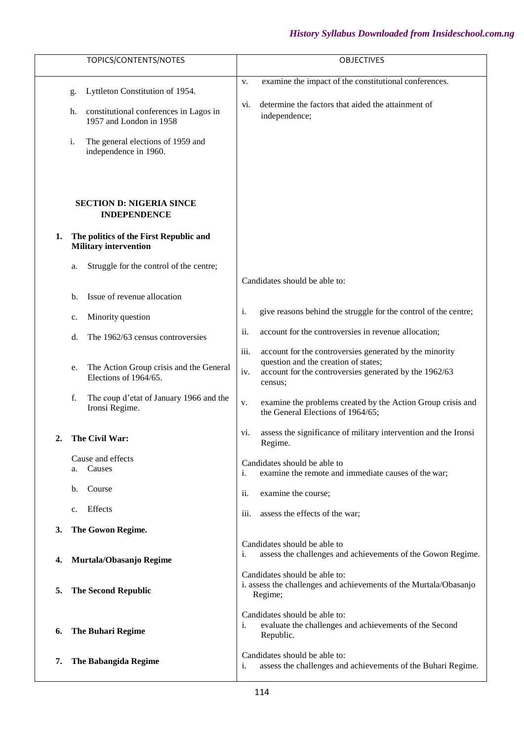| TOPICS/CONTENTS/NOTES | OBJECTIVES |
|---|---|
| g. Lyttleton Constitution of 1954.<br><br>h. constitutional conferences in Lagos in 1957 and London in 1958<br><br>i. The general elections of 1959 and independence in 1960. | v. examine the impact of the constitutional conferences.<br><br>vi. determine the factors that aided the attainment of independence; |
| **SECTION D: NIGERIA SINCE INDEPENDENCE** | |
| **1. The politics of the First Republic and Military intervention**<br><br>a. Struggle for the control of the centre;<br><br>b. Issue of revenue allocation<br><br>c. Minority question<br><br>d. The 1962/63 census controversies<br><br>e. The Action Group crisis and the General Elections of 1964/65.<br><br>f. The coup d'etat of January 1966 and the Ironsi Regime. | Candidates should be able to:<br><br>i. give reasons behind the struggle for the control of the centre;<br><br>ii. account for the controversies in revenue allocation;<br><br>iii. account for the controversies generated by the minority question and the creation of states;<br>iv. account for the controversies generated by the 1962/63 census;<br><br>v. examine the problems created by the Action Group crisis and the General Elections of 1964/65;<br><br>vi. assess the significance of military intervention and the Ironsi Regime. |
| **2. The Civil War:**<br><br>Cause and effects<br>a. Causes<br><br>b. Course<br><br>c. Effects | Candidates should be able to<br>i. examine the remote and immediate causes of the war;<br><br>ii. examine the course;<br><br>iii. assess the effects of the war; |
| **3. The Gowon Regime.** | Candidates should be able to<br>i. assess the challenges and achievements of the Gowon Regime. |
| **4. Murtala/Obasanjo Regime** | Candidates should be able to:<br>i. assess the challenges and achievements of the Murtala/Obasanjo Regime; |
| **5. The Second Republic** | Candidates should be able to:<br>i. evaluate the challenges and achievements of the Second Republic. |
| **6. The Buhari Regime** | Candidates should be able to:<br>i. assess the challenges and achievements of the Buhari Regime. |
| **7. The Babangida Regime** | |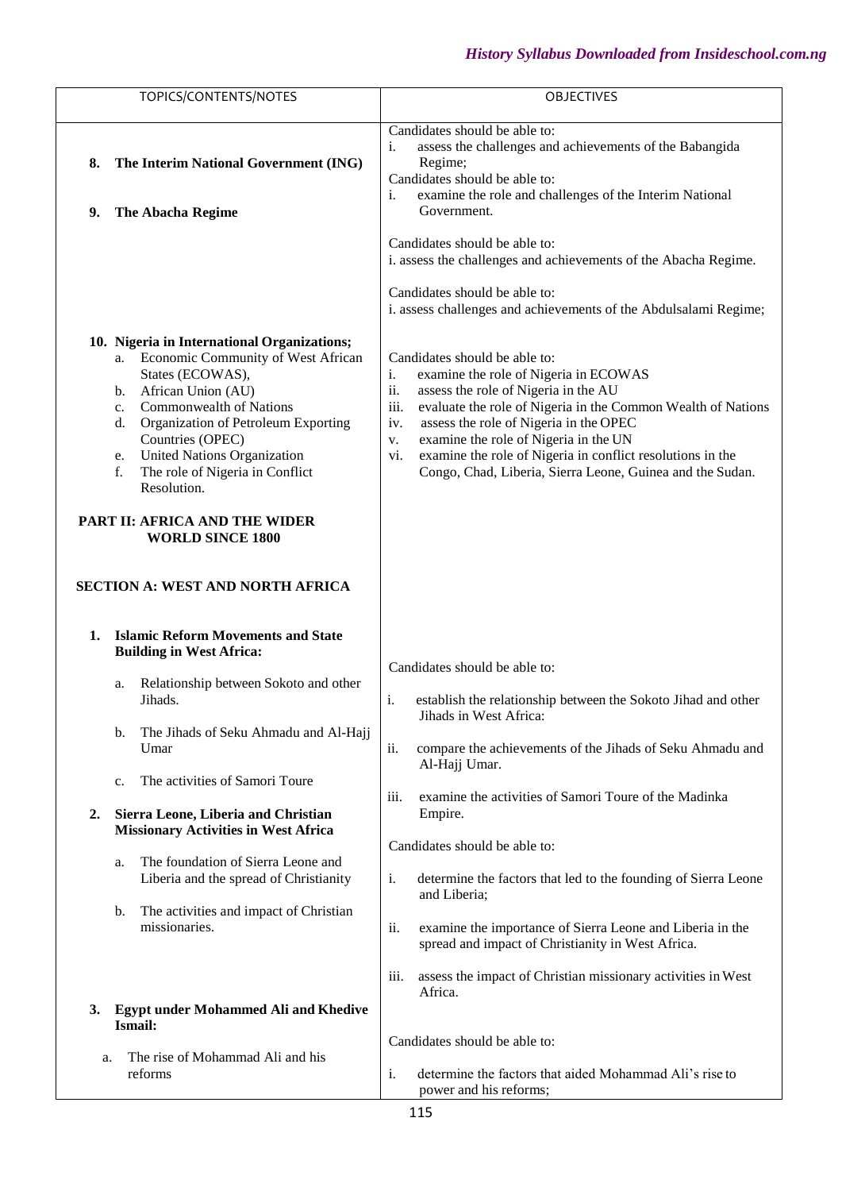| TOPICS/CONTENTS/NOTES | OBJECTIVES |
|---|---|
| | Candidates should be able to:<br>i. assess the challenges and achievements of the Babangida Regime; |
| **8. The Interim National Government (ING)** | Candidates should be able to:<br>i. examine the role and challenges of the Interim National Government. |
| **9. The Abacha Regime** | Candidates should be able to:<br>i. assess the challenges and achievements of the Abacha Regime. |
| | Candidates should be able to:<br>i. assess challenges and achievements of the Abdulsalami Regime; |
| **10. Nigeria in International Organizations;**<br>a. Economic Community of West African States (ECOWAS),<br>b. African Union (AU)<br>c. Commonwealth of Nations<br>d. Organization of Petroleum Exporting Countries (OPEC)<br>e. United Nations Organization<br>f. The role of Nigeria in Conflict Resolution. | Candidates should be able to:<br>i. examine the role of Nigeria in ECOWAS<br>ii. assess the role of Nigeria in the AU<br>iii. evaluate the role of Nigeria in the Common Wealth of Nations<br>iv. assess the role of Nigeria in the OPEC<br>v. examine the role of Nigeria in the UN<br>vi. examine the role of Nigeria in conflict resolutions in the Congo, Chad, Liberia, Sierra Leone, Guinea and the Sudan. |
| **PART II: AFRICA AND THE WIDER WORLD SINCE 1800** | |
| **SECTION A: WEST AND NORTH AFRICA** | |
| **1. Islamic Reform Movements and State Building in West Africa:**<br>a. Relationship between Sokoto and other Jihads.<br>b. The Jihads of Seku Ahmadu and Al-Hajj Umar<br>c. The activities of Samori Toure | Candidates should be able to:<br>i. establish the relationship between the Sokoto Jihad and other Jihads in West Africa:<br>ii. compare the achievements of the Jihads of Seku Ahmadu and Al-Hajj Umar.<br>iii. examine the activities of Samori Toure of the Madinka Empire. |
| **2. Sierra Leone, Liberia and Christian Missionary Activities in West Africa**<br>a. The foundation of Sierra Leone and Liberia and the spread of Christianity<br>b. The activities and impact of Christian missionaries. | Candidates should be able to:<br>i. determine the factors that led to the founding of Sierra Leone and Liberia;<br>ii. examine the importance of Sierra Leone and Liberia in the spread and impact of Christianity in West Africa.<br>iii. assess the impact of Christian missionary activities in West Africa. |
| **3. Egypt under Mohammed Ali and Khedive Ismail:**<br>a. The rise of Mohammad Ali and his reforms | Candidates should be able to:<br>i. determine the factors that aided Mohammad Ali's rise to power and his reforms; |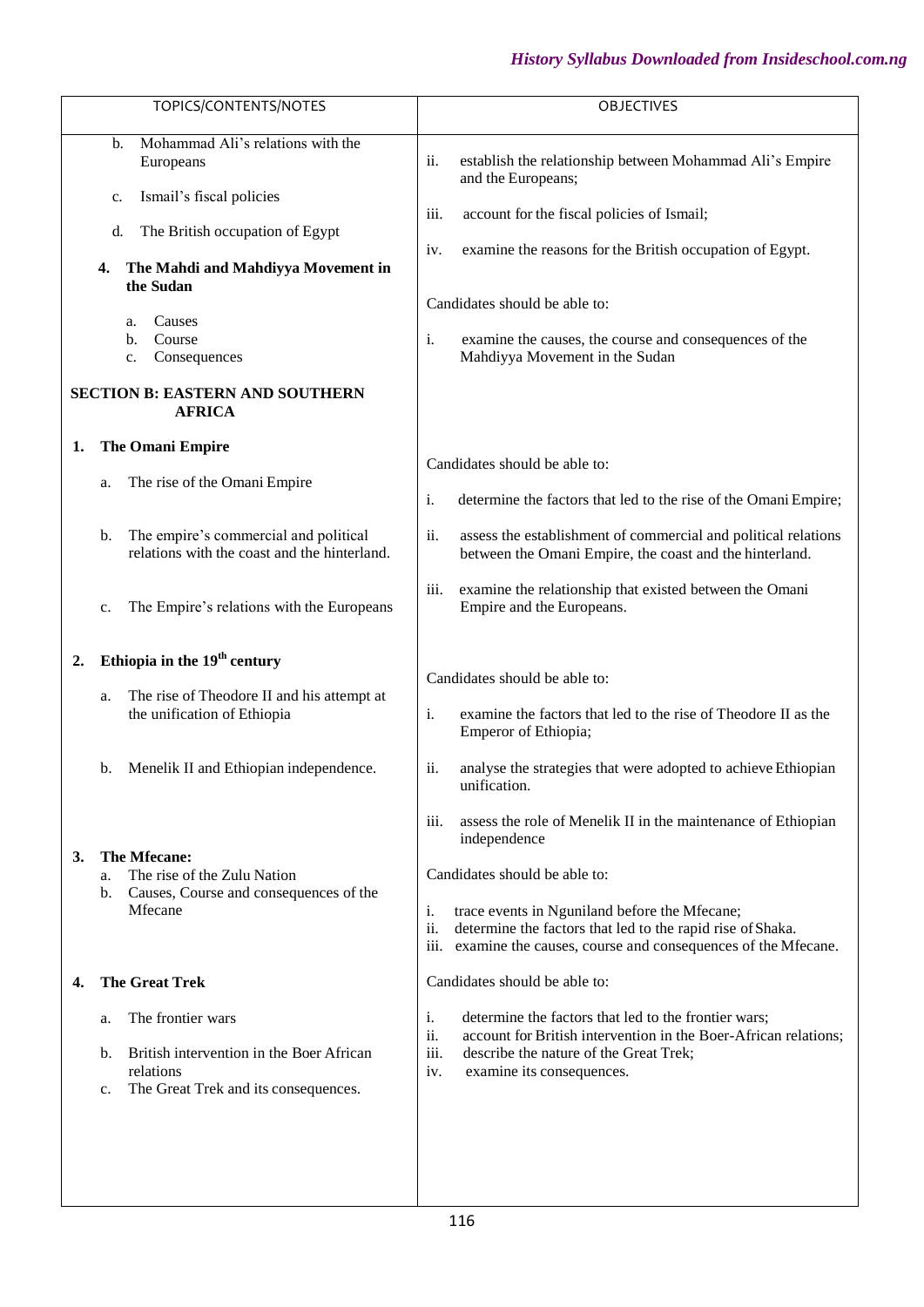| TOPICS/CONTENTS/NOTES | OBJECTIVES |
| --- | --- |
| b. Mohammad Ali's relations with the Europeans<br><br>c. Ismail's fiscal policies<br><br>d. The British occupation of Egypt | ii. establish the relationship between Mohammad Ali's Empire and the Europeans;<br><br>iii. account for the fiscal policies of Ismail;<br><br>iv. examine the reasons for the British occupation of Egypt. |
| **4. The Mahdi and Mahdiyya Movement in the Sudan**<br><br>a. Causes<br>b. Course<br>c. Consequences | Candidates should be able to:<br><br>i. examine the causes, the course and consequences of the Mahdiyya Movement in the Sudan |
| **SECTION B: EASTERN AND SOUTHERN AFRICA** | |
| **1. The Omani Empire**<br><br>a. The rise of the Omani Empire<br><br>b. The empire's commercial and political relations with the coast and the hinterland.<br><br>c. The Empire's relations with the Europeans | Candidates should be able to:<br><br>i. determine the factors that led to the rise of the Omani Empire;<br><br>ii. assess the establishment of commercial and political relations between the Omani Empire, the coast and the hinterland.<br><br>iii. examine the relationship that existed between the Omani Empire and the Europeans. |
| **2. Ethiopia in the 19th century**<br><br>a. The rise of Theodore II and his attempt at the unification of Ethiopia<br><br>b. Menelik II and Ethiopian independence. | Candidates should be able to:<br><br>i. examine the factors that led to the rise of Theodore II as the Emperor of Ethiopia;<br><br>ii. analyse the strategies that were adopted to achieve Ethiopian unification.<br><br>iii. assess the role of Menelik II in the maintenance of Ethiopian independence |
| **3. The Mfecane:**<br>a. The rise of the Zulu Nation<br>b. Causes, Course and consequences of the Mfecane | Candidates should be able to:<br><br>i. trace events in Nguniland before the Mfecane;<br>ii. determine the factors that led to the rapid rise of Shaka.<br>iii. examine the causes, course and consequences of the Mfecane. |
| **4. The Great Trek**<br><br>a. The frontier wars<br><br>b. British intervention in the Boer African relations<br>c. The Great Trek and its consequences. | Candidates should be able to:<br><br>i. determine the factors that led to the frontier wars;<br>ii. account for British intervention in the Boer-African relations;<br>iii. describe the nature of the Great Trek;<br>iv. examine its consequences. |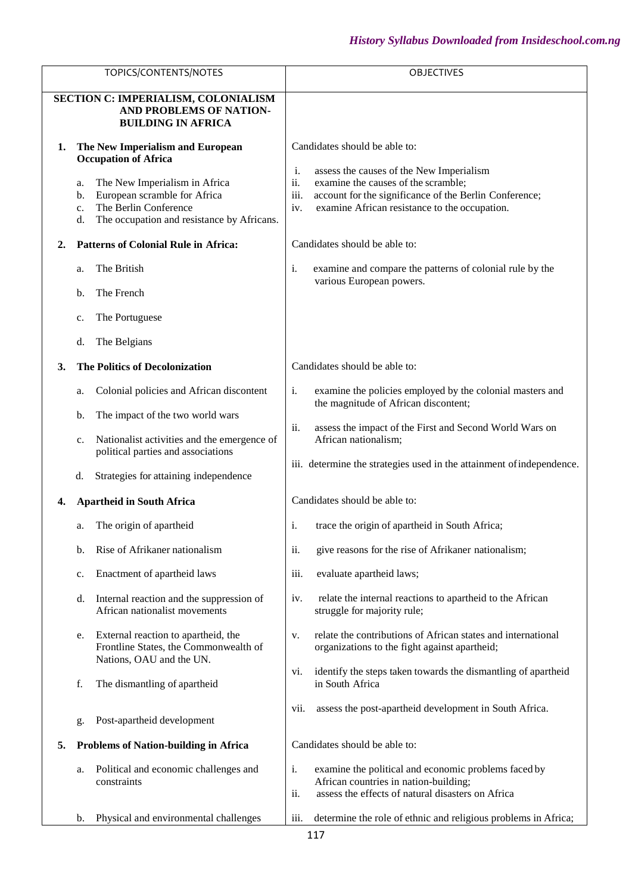| TOPICS/CONTENTS/NOTES | OBJECTIVES |
|---|---|
| **SECTION C: IMPERIALISM, COLONIALISM AND PROBLEMS OF NATION-BUILDING IN AFRICA** | |
| **1. The New Imperialism and European Occupation of Africa**<br><br>a. The New Imperialism in Africa<br>b. European scramble for Africa<br>c. The Berlin Conference<br>d. The occupation and resistance by Africans. | Candidates should be able to:<br><br>i. assess the causes of the New Imperialism<br>ii. examine the causes of the scramble;<br>iii. account for the significance of the Berlin Conference;<br>iv. examine African resistance to the occupation. |
| **2. Patterns of Colonial Rule in Africa:**<br><br>a. The British<br>b. The French<br>c. The Portuguese<br>d. The Belgians | Candidates should be able to:<br><br>i. examine and compare the patterns of colonial rule by the various European powers. |
| **3. The Politics of Decolonization**<br><br>a. Colonial policies and African discontent<br>b. The impact of the two world wars<br>c. Nationalist activities and the emergence of political parties and associations<br>d. Strategies for attaining independence | Candidates should be able to:<br><br>i. examine the policies employed by the colonial masters and the magnitude of African discontent;<br>ii. assess the impact of the First and Second World Wars on African nationalism;<br>iii. determine the strategies used in the attainment of independence. |
| **4. Apartheid in South Africa**<br><br>a. The origin of apartheid<br>b. Rise of Afrikaner nationalism<br>c. Enactment of apartheid laws<br>d. Internal reaction and the suppression of African nationalist movements<br>e. External reaction to apartheid, the Frontline States, the Commonwealth of Nations, OAU and the UN.<br>f. The dismantling of apartheid<br>g. Post-apartheid development | Candidates should be able to:<br><br>i. trace the origin of apartheid in South Africa;<br>ii. give reasons for the rise of Afrikaner nationalism;<br>iii. evaluate apartheid laws;<br>iv. relate the internal reactions to apartheid to the African struggle for majority rule;<br>v. relate the contributions of African states and international organizations to the fight against apartheid;<br>vi. identify the steps taken towards the dismantling of apartheid in South Africa<br>vii. assess the post-apartheid development in South Africa. |
| **5. Problems of Nation-building in Africa**<br><br>a. Political and economic challenges and constraints<br>b. Physical and environmental challenges | Candidates should be able to:<br><br>i. examine the political and economic problems faced by African countries in nation-building;<br>ii. assess the effects of natural disasters on Africa<br>iii. determine the role of ethnic and religious problems in Africa; |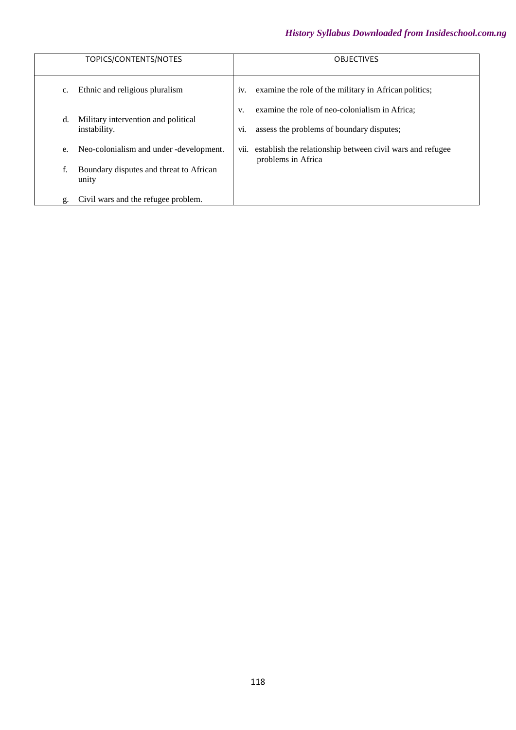| TOPICS/CONTENTS/NOTES | OBJECTIVES |
|---|---|
| c. Ethnic and religious pluralism<br><br>d. Military intervention and political instability.<br><br>e. Neo-colonialism and under -development.<br><br>f. Boundary disputes and threat to African unity<br><br>g. Civil wars and the refugee problem. | iv. examine the role of the military in African politics;<br><br>v. examine the role of neo-colonialism in Africa;<br><br>vi. assess the problems of boundary disputes;<br><br>vii. establish the relationship between civil wars and refugee problems in Africa |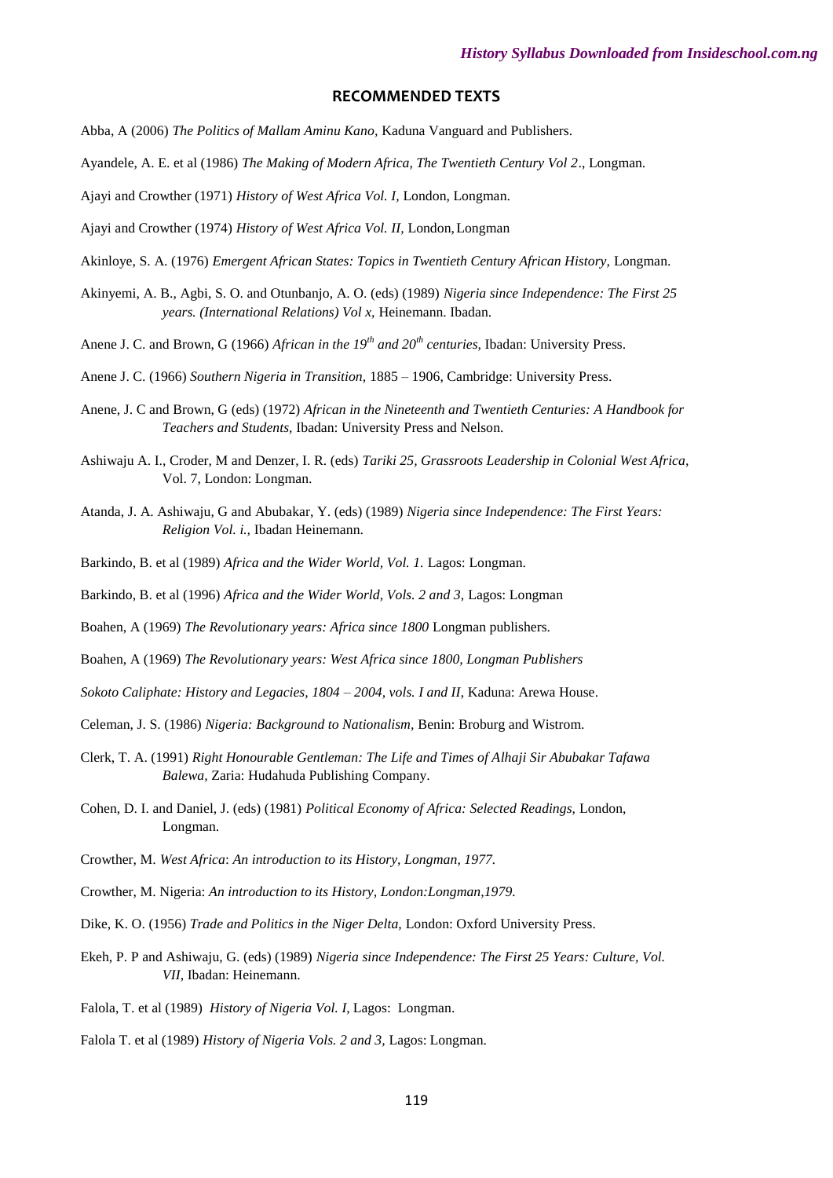## RECOMMENDED TEXTS

Abba, A (2006) *The Politics of Mallam Aminu Kano,* Kaduna Vanguard and Publishers.

Ayandele, A. E. et al (1986) *The Making of Modern Africa, The Twentieth Century Vol 2*., Longman.

Ajayi and Crowther (1971) *History of West Africa Vol. I,* London, Longman.

Ajayi and Crowther (1974) *History of West Africa Vol. II,* London, Longman

Akinloye, S. A. (1976) *Emergent African States: Topics in Twentieth Century African History,* Longman.

Akinyemi, A. B., Agbi, S. O. and Otunbanjo, A. O. (eds) (1989) *Nigeria since Independence: The First 25 years. (International Relations) Vol x,* Heinemann. Ibadan.

Anene J. C. and Brown, G (1966) *African in the 19th and 20th centuries,* Ibadan: University Press.

Anene J. C. (1966) *Southern Nigeria in Transition,* 1885 – 1906, Cambridge: University Press.

Anene, J. C and Brown, G (eds) (1972) *African in the Nineteenth and Twentieth Centuries: A Handbook for Teachers and Students,* Ibadan: University Press and Nelson.

Ashiwaju A. I., Croder, M and Denzer, I. R. (eds) *Tariki 25, Grassroots Leadership in Colonial West Africa,* Vol. 7, London: Longman.

Atanda, J. A. Ashiwaju, G and Abubakar, Y. (eds) (1989) *Nigeria since Independence: The First Years: Religion Vol. i.,* Ibadan Heinemann.

Barkindo, B. et al (1989) *Africa and the Wider World, Vol. 1.* Lagos: Longman.

Barkindo, B. et al (1996) *Africa and the Wider World, Vols. 2 and 3,* Lagos: Longman

Boahen, A (1969) *The Revolutionary years: Africa since 1800* Longman publishers.

Boahen, A (1969) *The Revolutionary years: West Africa since 1800, Longman Publishers*

*Sokoto Caliphate: History and Legacies, 1804 – 2004, vols. I and II,* Kaduna: Arewa House.

Celeman, J. S. (1986) *Nigeria: Background to Nationalism,* Benin: Broburg and Wistrom.

Clerk, T. A. (1991) *Right Honourable Gentleman: The Life and Times of Alhaji Sir Abubakar Tafawa Balewa,* Zaria: Hudahuda Publishing Company.

Cohen, D. I. and Daniel, J. (eds) (1981) *Political Economy of Africa: Selected Readings,* London, Longman.

Crowther, M. *West Africa*: *An introduction to its History, Longman, 1977.*

Crowther, M. Nigeria: *An introduction to its History, London:Longman,1979.*

Dike, K. O. (1956) *Trade and Politics in the Niger Delta,* London: Oxford University Press.

Ekeh, P. P and Ashiwaju, G. (eds) (1989) *Nigeria since Independence: The First 25 Years: Culture, Vol. VII,* Ibadan: Heinemann.

Falola, T. et al (1989) *History of Nigeria Vol. I,* Lagos: Longman.

Falola T. et al (1989) *History of Nigeria Vols. 2 and 3,* Lagos: Longman.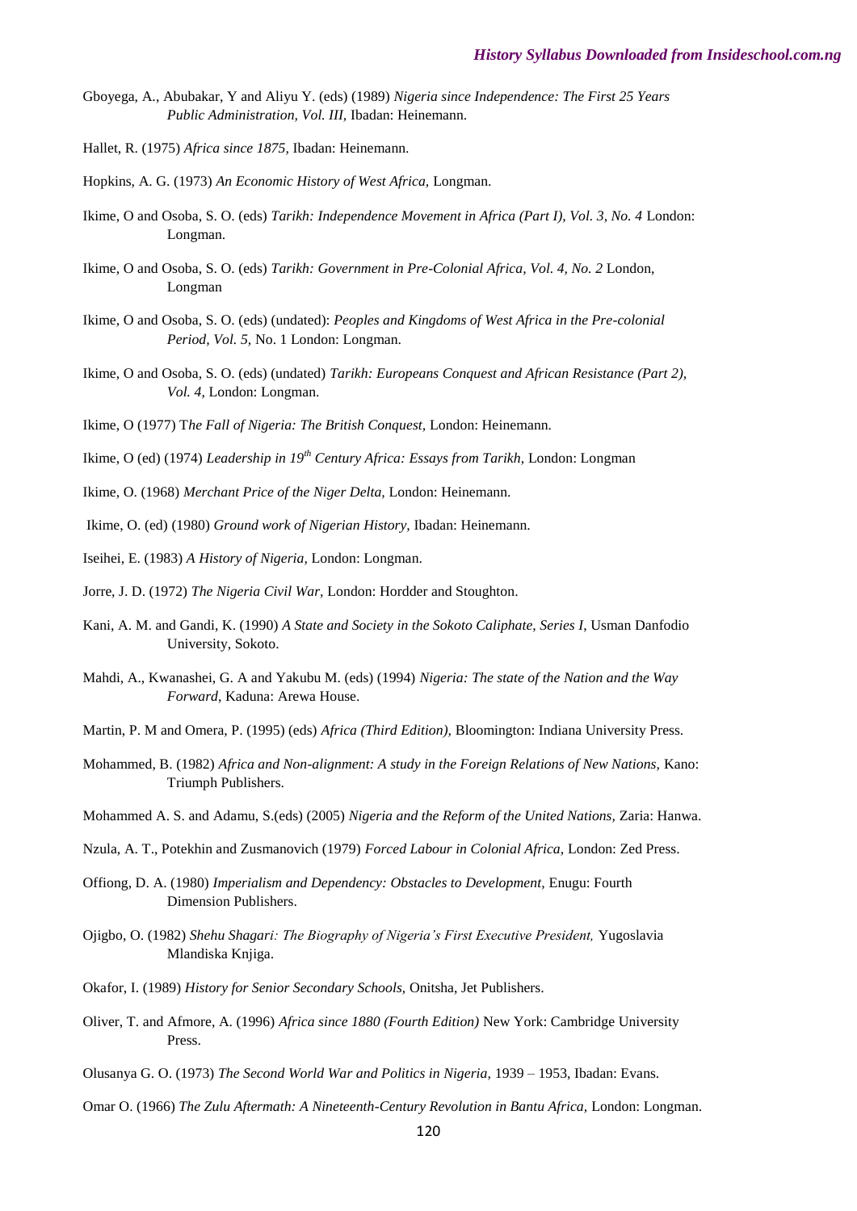Gboyega, A., Abubakar, Y and Aliyu Y. (eds) (1989) *Nigeria since Independence: The First 25 Years Public Administration, Vol. III,* Ibadan: Heinemann.

Hallet, R. (1975) *Africa since 1875,* Ibadan: Heinemann.

Hopkins, A. G. (1973) *An Economic History of West Africa,* Longman.

Ikime, O and Osoba, S. O. (eds) *Tarikh: Independence Movement in Africa (Part I), Vol. 3, No. 4* London: Longman.

Ikime, O and Osoba, S. O. (eds) *Tarikh: Government in Pre-Colonial Africa, Vol. 4, No. 2* London, Longman

Ikime, O and Osoba, S. O. (eds) (undated): *Peoples and Kingdoms of West Africa in the Pre-colonial Period, Vol. 5,* No. 1 London: Longman.

Ikime, O and Osoba, S. O. (eds) (undated) *Tarikh: Europeans Conquest and African Resistance (Part 2), Vol. 4,* London: Longman.

Ikime, O (1977) T*he Fall of Nigeria: The British Conquest,* London: Heinemann.

Ikime, O (ed) (1974) *Leadership in 19th Century Africa: Essays from Tarikh,* London: Longman

Ikime, O. (1968) *Merchant Price of the Niger Delta,* London: Heinemann.

Ikime, O. (ed) (1980) *Ground work of Nigerian History,* Ibadan: Heinemann.

Iseihei, E. (1983) *A History of Nigeria,* London: Longman.

Jorre, J. D. (1972) *The Nigeria Civil War,* London: Hordder and Stoughton.

Kani, A. M. and Gandi, K. (1990) *A State and Society in the Sokoto Caliphate, Series I,* Usman Danfodio University, Sokoto.

Mahdi, A., Kwanashei, G. A and Yakubu M. (eds) (1994) *Nigeria: The state of the Nation and the Way Forward,* Kaduna: Arewa House.

Martin, P. M and Omera, P. (1995) (eds) *Africa (Third Edition),* Bloomington: Indiana University Press.

Mohammed, B. (1982) *Africa and Non-alignment: A study in the Foreign Relations of New Nations,* Kano: Triumph Publishers.

Mohammed A. S. and Adamu, S.(eds) (2005) *Nigeria and the Reform of the United Nations,* Zaria: Hanwa.

Nzula, A. T., Potekhin and Zusmanovich (1979) *Forced Labour in Colonial Africa,* London: Zed Press.

Offiong, D. A. (1980) *Imperialism and Dependency: Obstacles to Development,* Enugu: Fourth Dimension Publishers.

Ojigbo, O. (1982) *Shehu Shagari: The Biography of Nigeria's First Executive President,* Yugoslavia Mlandiska Knjiga.

Okafor, I. (1989) *History for Senior Secondary Schools,* Onitsha, Jet Publishers.

Oliver, T. and Afmore, A. (1996) *Africa since 1880 (Fourth Edition)* New York: Cambridge University Press.

Olusanya G. O. (1973) *The Second World War and Politics in Nigeria,* 1939 – 1953, Ibadan: Evans.

Omar O. (1966) *The Zulu Aftermath: A Nineteenth-Century Revolution in Bantu Africa,* London: Longman.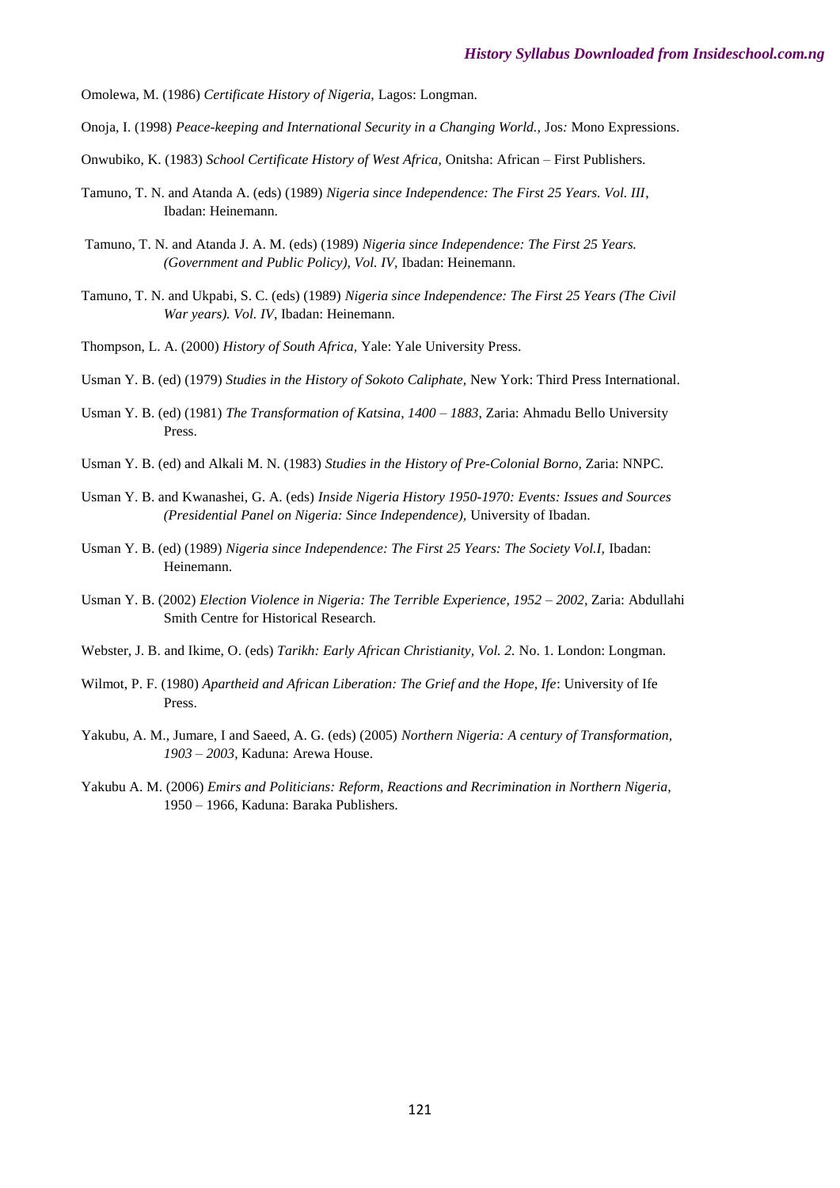Omolewa, M. (1986) *Certificate History of Nigeria,* Lagos: Longman.

Onoja, I. (1998) *Peace-keeping and International Security in a Changing World.,* Jos*:* Mono Expressions.

Onwubiko, K. (1983) *School Certificate History of West Africa,* Onitsha: African – First Publishers.

Tamuno, T. N. and Atanda A. (eds) (1989) *Nigeria since Independence: The First 25 Years. Vol. III*, Ibadan: Heinemann.

Tamuno, T. N. and Atanda J. A. M. (eds) (1989) *Nigeria since Independence: The First 25 Years. (Government and Public Policy), Vol. IV,* Ibadan: Heinemann.

Tamuno, T. N. and Ukpabi, S. C. (eds) (1989) *Nigeria since Independence: The First 25 Years (The Civil War years). Vol. IV*, Ibadan: Heinemann.

Thompson, L. A. (2000) *History of South Africa,* Yale: Yale University Press.

Usman Y. B. (ed) (1979) *Studies in the History of Sokoto Caliphate,* New York: Third Press International.

Usman Y. B. (ed) (1981) *The Transformation of Katsina, 1400 – 1883*, Zaria: Ahmadu Bello University Press.

Usman Y. B. (ed) and Alkali M. N. (1983) *Studies in the History of Pre-Colonial Borno,* Zaria: NNPC.

Usman Y. B. and Kwanashei, G. A. (eds) *Inside Nigeria History 1950-1970: Events: Issues and Sources (Presidential Panel on Nigeria: Since Independence),* University of Ibadan.

Usman Y. B. (ed) (1989) *Nigeria since Independence: The First 25 Years: The Society Vol.I,* Ibadan: Heinemann.

Usman Y. B. (2002) *Election Violence in Nigeria: The Terrible Experience, 1952 – 2002*, Zaria: Abdullahi Smith Centre for Historical Research.

Webster, J. B. and Ikime, O. (eds) *Tarikh: Early African Christianity, Vol. 2.* No. 1. London: Longman.

Wilmot, P. F. (1980) *Apartheid and African Liberation: The Grief and the Hope, Ife*: University of Ife Press.

Yakubu, A. M., Jumare, I and Saeed, A. G. (eds) (2005) *Northern Nigeria: A century of Transformation, 1903 – 2003,* Kaduna: Arewa House.

Yakubu A. M. (2006) *Emirs and Politicians: Reform, Reactions and Recrimination in Northern Nigeria,* 1950 – 1966, Kaduna: Baraka Publishers.